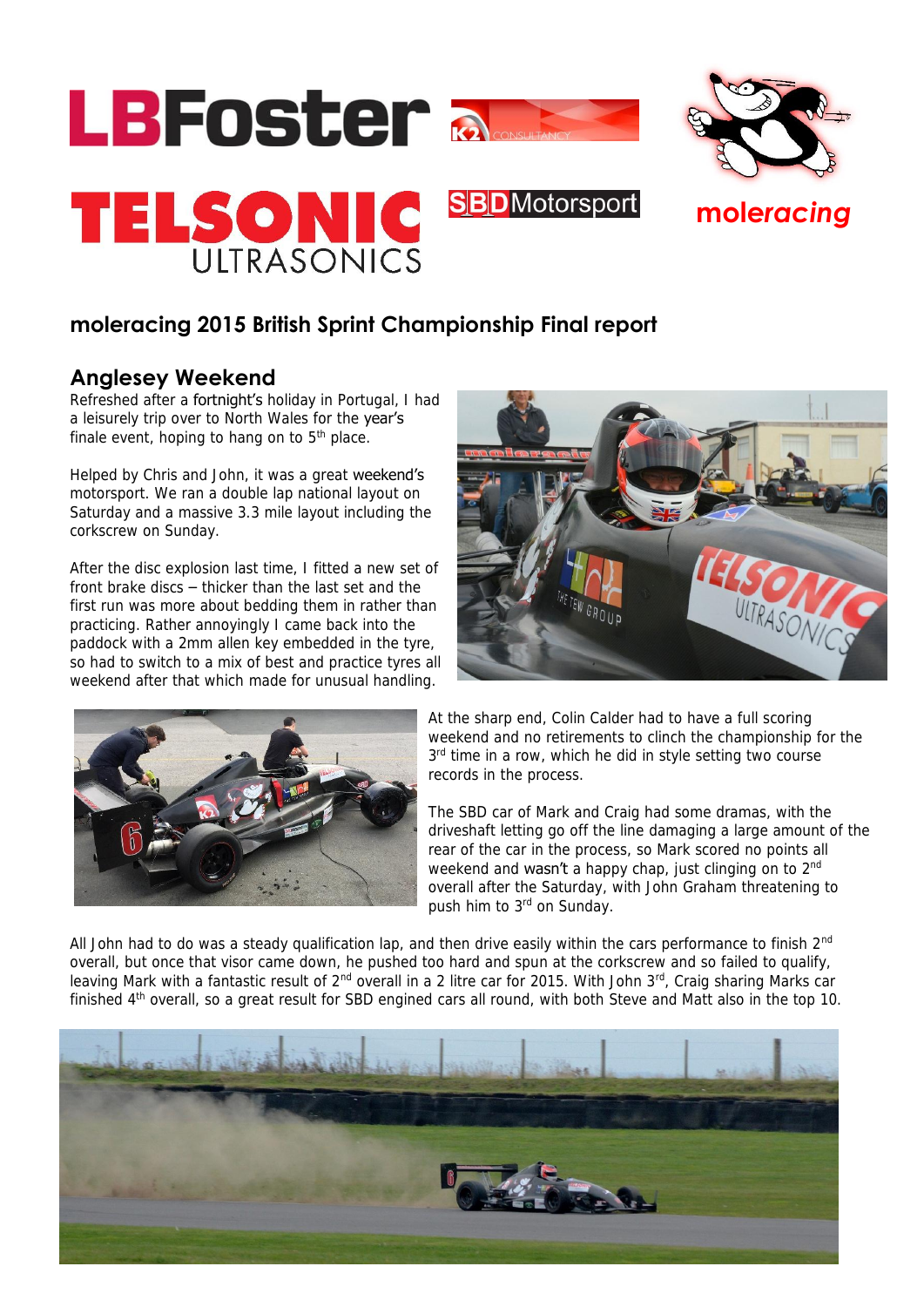## moleracing 2015 British Sprint Championship Final report

### Anglesey Weekend

Refreshed after a fortnight's holiday in Portugal, I had a leisurely trip over to North Wales for the year's finale event, hoping to hang on to 5th place.

Helped by Chris and John, it was a great weekend's motorsport. We ran a double lap national layout on Saturday and a massive 3.3 mile layout including the corkscrew on Sunday.

After the disc explosion last time, I fitted a new set of front brake discs – thicker than the last set and the first run was more about bedding them in rather than practicing. Rather annoyingly I came back into the paddock with a 2mm allen key embedded in the tyre, so had to switch to a mix of best and practice tyres all weekend after that which made for unusual handling.

At the sharp end, Colin Calder had to have a full scoring weekend and no retirements to clinch the championship for the 3rd time in a row, which he did in style setting two course records in the process.

The SBD car of Mark and Craig had some dramas, with the driveshaft letting go off the line damaging a large amount of the rear of the car in the process, so Mark scored no points all weekend and wasn't a happy chap, just clinging on to 2nd overall after the Saturday, with John Graham threatening to push him to 3rd on Sunday.

All John had to do was a steady qualification lap, and then drive easily within the cars performance to finish 2nd overall, but once that visor came down, he pushed too hard and spun at the corkscrew and so failed to qualify, leaving Mark with a fantastic result of 2nd overall in a 2 litre car for 2015. With John 3rd, Craig sharing Marks car finished 4th overall, so a great result for SBD engined cars all round, with both Steve and Matt also in the top 10.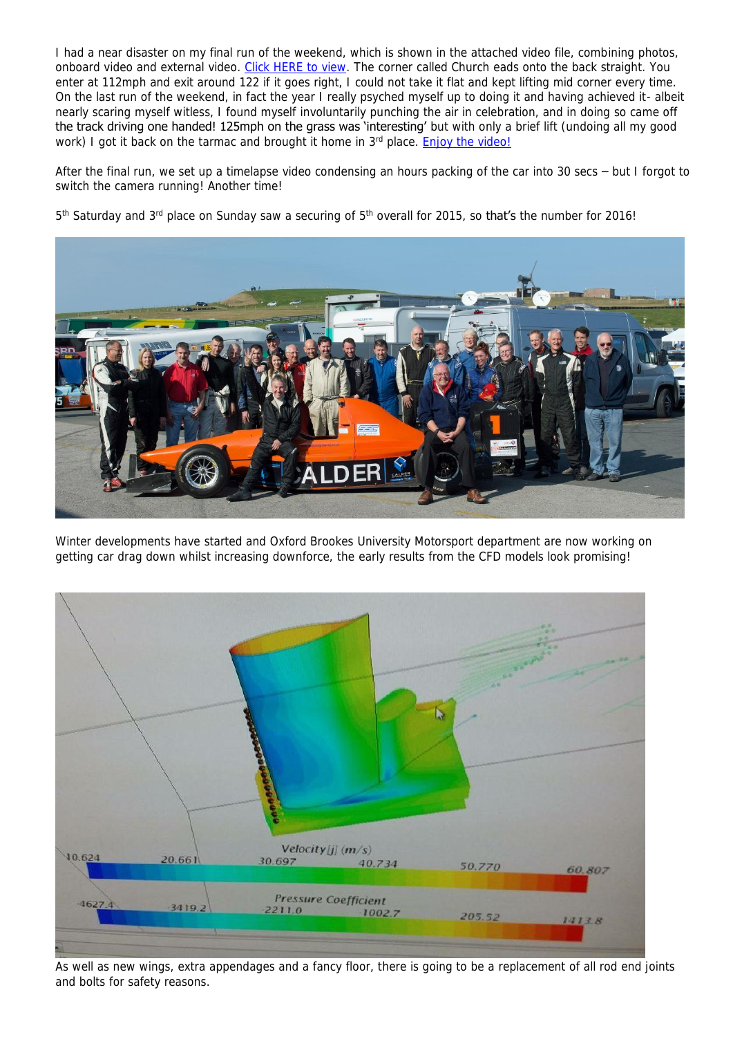I had a near disaster on my final run of the weekend, which is shown in the attached video file, combining photos, onboard video and external video. Click HERE to view. The corner called Church eads onto the back straight. You enter at 112mph and exit around 122 if it goes right, I could not take it flat and kept lifting mid corner every time. On the last run of the weekend, in fact the year I really psyched myself up to doing it and having achieved it- albeit nearly scaring myself witless, I found myself involuntarily punching the air in celebration, and in doing so came off the track driving one handed! 125mph on the grass was 'interesting' but with only a brief lift (undoing all my good work) I got it back on the tarmac and brought it home in 3rd place. Enjoy the video!

After the final run, we set up a timelapse video condensing an hours packing of the car into 30 secs – but I forgot to switch the camera running! Another time!

5th Saturday and 3rd place on Sunday saw a securing of 5th overall for 2015, so that's the number for 2016!

Winter developments have started and Oxford Brookes University Motorsport department are now working on getting car drag down whilst increasing downforce, the early results from the CFD models look promising!

As well as new wings, extra appendages and a fancy floor, there is going to be a replacement of all rod end joints and bolts for safety reasons.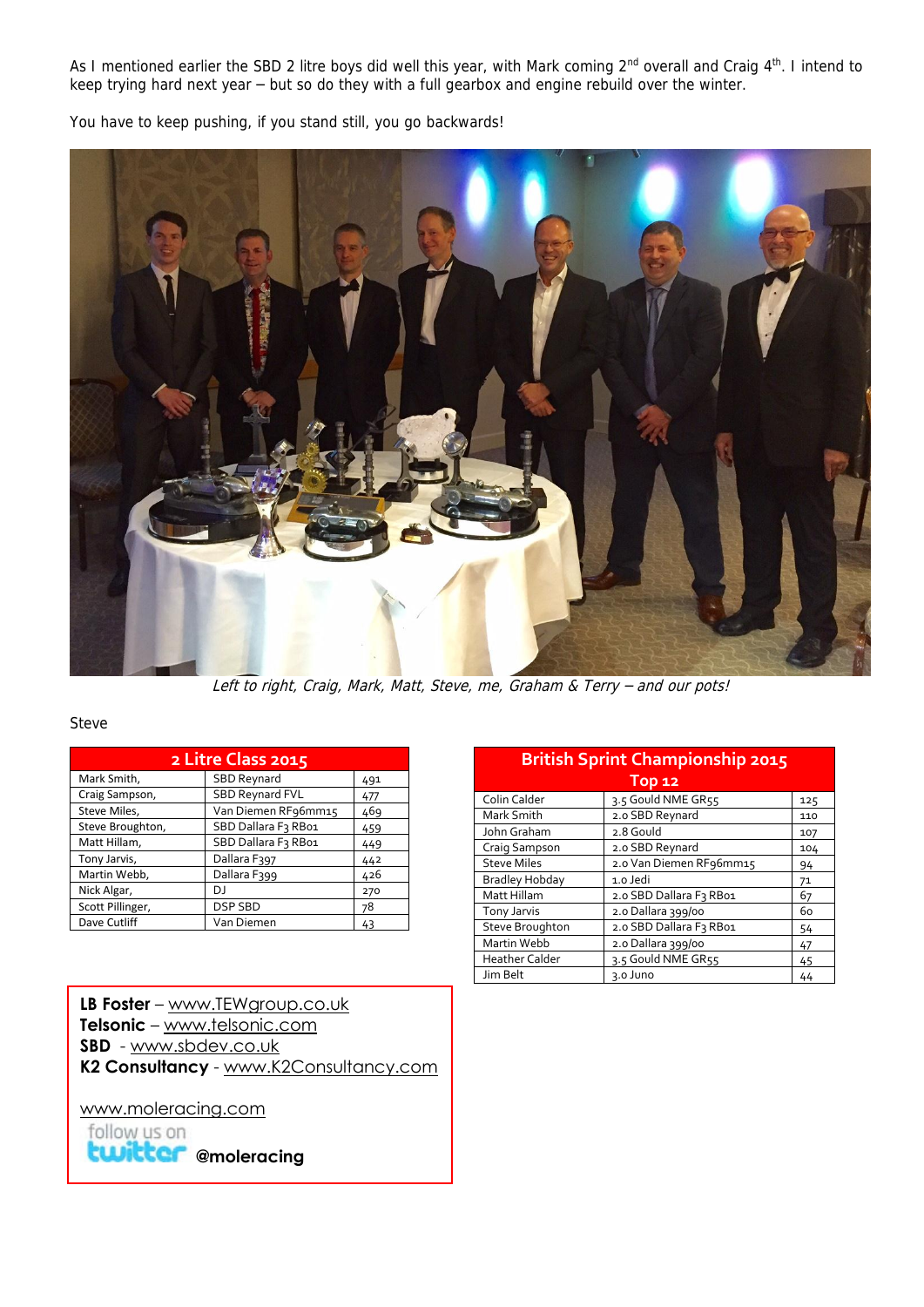As I mentioned earlier the SBD 2 litre boys did well this year, with Mark coming 2[nd] overall and Craig 4[th]. I intend to keep trying hard next year – but so do they with a full gearbox and engine rebuild over the winter.

You have to keep pushing, if you stand still, you go backwards!

*Left to right, Craig, Mark, Matt, Steve, me, Graham & Terry – and our pots!*

Steve

| 2 Litre Class 2015 | | |
|---|---|---|
| Mark Smith, | SBD Reynard | 491 |
| Craig Sampson, | SBD Reynard FVL | 477 |
| Steve Miles, | Van Diemen RF96mm15 | 469 |
| Steve Broughton, | SBD Dallara F3 RB01 | 459 |
| Matt Hillam, | SBD Dallara F3 RB01 | 449 |
| Tony Jarvis, | Dallara F397 | 442 |
| Martin Webb, | Dallara F399 | 426 |
| Nick Algar, | DJ | 270 |
| Scott Pillinger, | DSP SBD | 78 |
| Dave Cutliff | Van Diemen | 43 |

| British Sprint Championship 2015 Top 12 | | |
|---|---|---|
| Colin Calder | 3.5 Gould NME GR55 | 125 |
| Mark Smith | 2.0 SBD Reynard | 110 |
| John Graham | 2.8 Gould | 107 |
| Craig Sampson | 2.0 SBD Reynard | 104 |
| Steve Miles | 2.0 Van Diemen RF96mm15 | 94 |
| Bradley Hobday | 1.0 Jedi | 71 |
| Matt Hillam | 2.0 SBD Dallara F3 RB01 | 67 |
| Tony Jarvis | 2.0 Dallara 399/00 | 60 |
| Steve Broughton | 2.0 SBD Dallara F3 RB01 | 54 |
| Martin Webb | 2.0 Dallara 399/00 | 47 |
| Heather Calder | 3.5 Gould NME GR55 | 45 |
| Jim Belt | 3.0 Juno | 44 |

**LB Foster** – www.TEWgroup.co.uk
**Telsonic** – www.telsonic.com
**SBD** - www.sbdev.co.uk
**K2 Consultancy** - www.K2Consultancy.com

www.moleracing.com

follow us on twitter **@moleracing**